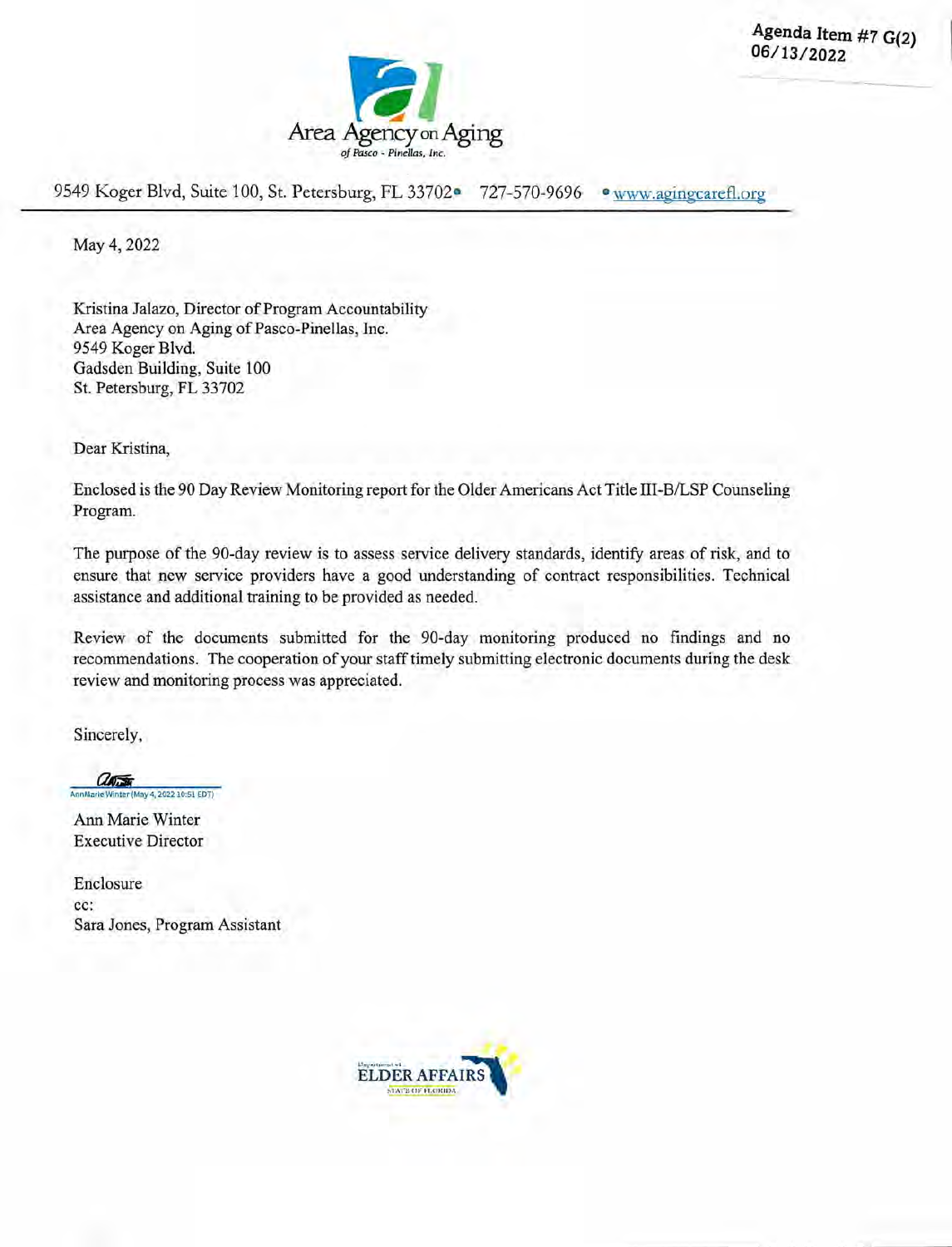Agenda Item #7 G(2)
06/13/2022

Area Agency on Aging
*of Pasco - Pinellas, Inc.*

9549 Koger Blvd, Suite 100, St. Petersburg, FL 33702 • 727-570-9696 • www.agingcarefl.org

---

May 4, 2022

Kristina Jalazo, Director of Program Accountability
Area Agency on Aging of Pasco-Pinellas, Inc.
9549 Koger Blvd.
Gadsden Building, Suite 100
St. Petersburg, FL 33702

Dear Kristina,

Enclosed is the 90 Day Review Monitoring report for the Older Americans Act Title III-B/LSP Counseling Program.

The purpose of the 90-day review is to assess service delivery standards, identify areas of risk, and to ensure that new service providers have a good understanding of contract responsibilities. Technical assistance and additional training to be provided as needed.

Review of the documents submitted for the 90-day monitoring produced no findings and no recommendations. The cooperation of your staff timely submitting electronic documents during the desk review and monitoring process was appreciated.

Sincerely,

AnnMarie Winter (May 4, 2022 10:51 EDT)

Ann Marie Winter
Executive Director

Enclosure
cc:
Sara Jones, Program Assistant

Department of ELDER AFFAIRS
STATE OF FLORIDA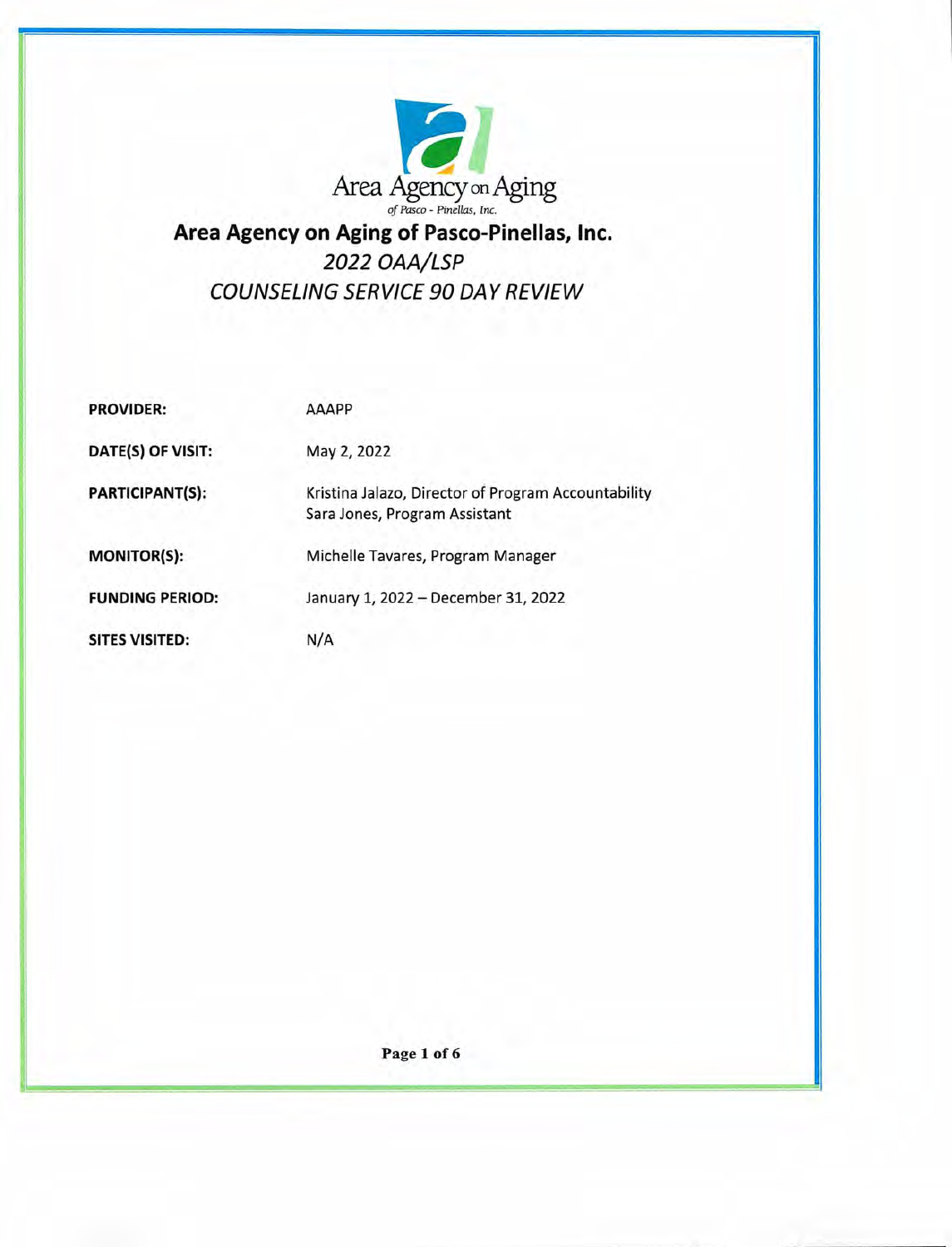Area Agency on Aging
*of Pasco - Pinellas, Inc.*

# Area Agency on Aging of Pasco-Pinellas, Inc.

## *2022 OAA/LSP*

## *COUNSELING SERVICE 90 DAY REVIEW*

**PROVIDER:** AAAPP

**DATE(S) OF VISIT:** May 2, 2022

**PARTICIPANT(S):** Kristina Jalazo, Director of Program Accountability
Sara Jones, Program Assistant

**MONITOR(S):** Michelle Tavares, Program Manager

**FUNDING PERIOD:** January 1, 2022 – December 31, 2022

**SITES VISITED:** N/A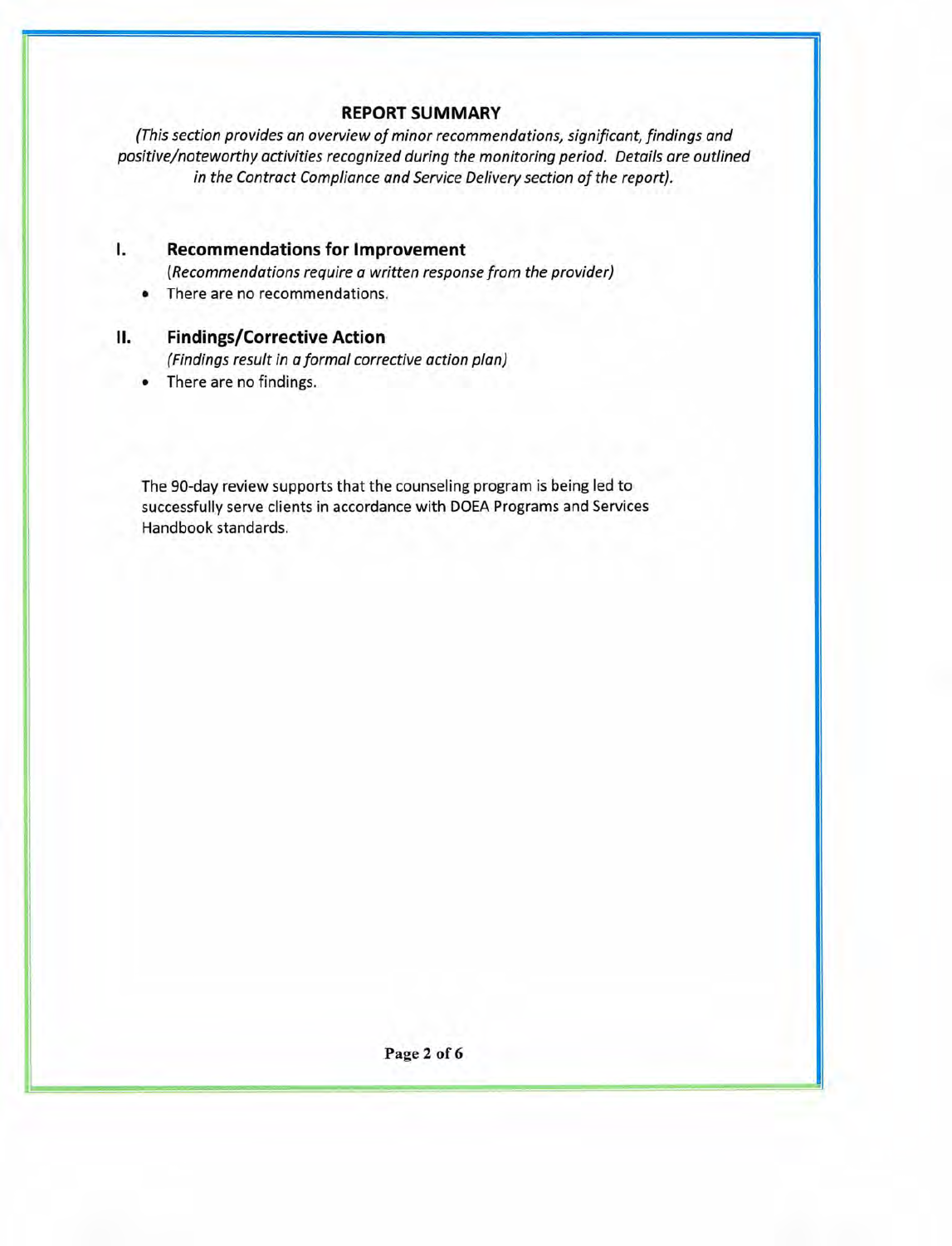## REPORT SUMMARY

*(This section provides an overview of minor recommendations, significant, findings and positive/noteworthy activities recognized during the monitoring period. Details are outlined in the Contract Compliance and Service Delivery section of the report).*

### I. Recommendations for Improvement

*(Recommendations require a written response from the provider)*

- There are no recommendations.

### II. Findings/Corrective Action

*(Findings result in a formal corrective action plan)*

- There are no findings.

The 90-day review supports that the counseling program is being led to successfully serve clients in accordance with DOEA Programs and Services Handbook standards.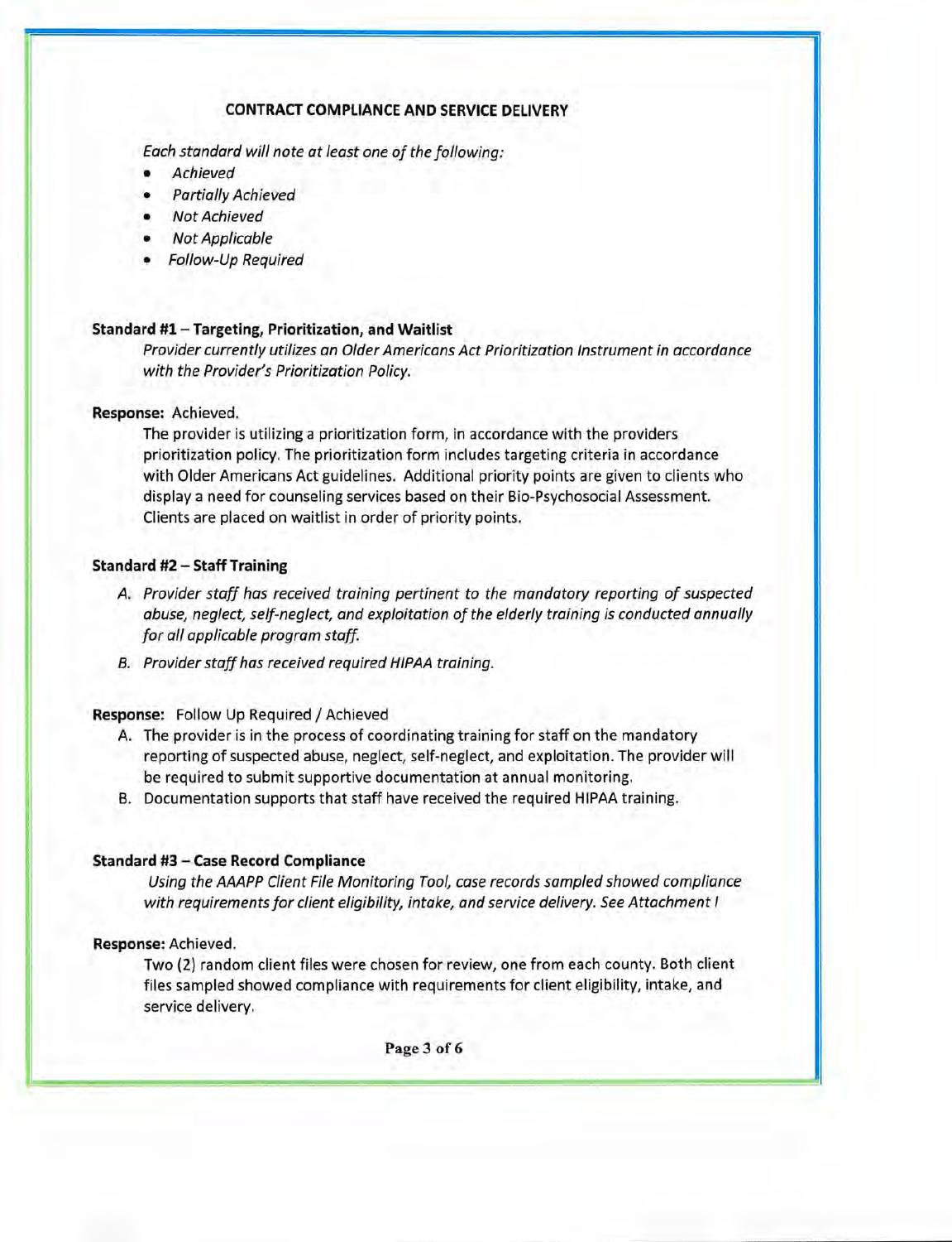## CONTRACT COMPLIANCE AND SERVICE DELIVERY

*Each standard will note at least one of the following:*

- *Achieved*
- *Partially Achieved*
- *Not Achieved*
- *Not Applicable*
- *Follow-Up Required*

**Standard #1 – Targeting, Prioritization, and Waitlist**

*Provider currently utilizes an Older Americans Act Prioritization Instrument in accordance with the Provider's Prioritization Policy.*

**Response:** Achieved.

The provider is utilizing a prioritization form, in accordance with the providers prioritization policy. The prioritization form includes targeting criteria in accordance with Older Americans Act guidelines. Additional priority points are given to clients who display a need for counseling services based on their Bio-Psychosocial Assessment. Clients are placed on waitlist in order of priority points.

**Standard #2 – Staff Training**

A. *Provider staff has received training pertinent to the mandatory reporting of suspected abuse, neglect, self-neglect, and exploitation of the elderly training is conducted annually for all applicable program staff.*
B. *Provider staff has received required HIPAA training.*

**Response:** Follow Up Required / Achieved

A. The provider is in the process of coordinating training for staff on the mandatory reporting of suspected abuse, neglect, self-neglect, and exploitation. The provider will be required to submit supportive documentation at annual monitoring.
B. Documentation supports that staff have received the required HIPAA training.

**Standard #3 – Case Record Compliance**

*Using the AAAPP Client File Monitoring Tool, case records sampled showed compliance with requirements for client eligibility, intake, and service delivery. See Attachment I*

**Response:** Achieved.

Two (2) random client files were chosen for review, one from each county. Both client files sampled showed compliance with requirements for client eligibility, intake, and service delivery.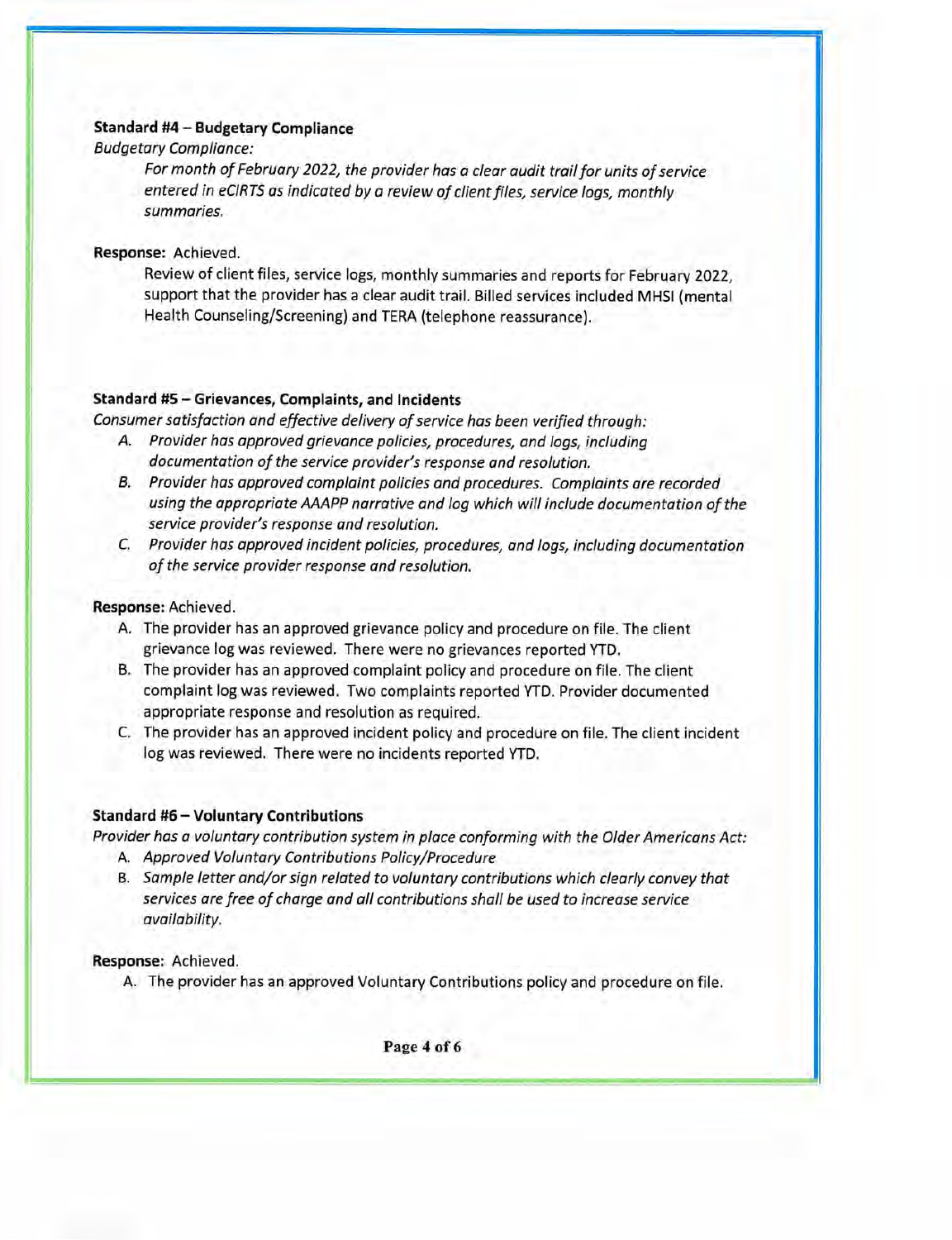**Standard #4 – Budgetary Compliance**

*Budgetary Compliance:*

> *For month of February 2022, the provider has a clear audit trail for units of service entered in eCIRTS as indicated by a review of client files, service logs, monthly summaries.*

**Response:** Achieved.

> Review of client files, service logs, monthly summaries and reports for February 2022, support that the provider has a clear audit trail. Billed services included MHSI (mental Health Counseling/Screening) and TERA (telephone reassurance).

**Standard #5 – Grievances, Complaints, and Incidents**

*Consumer satisfaction and effective delivery of service has been verified through:*

A. *Provider has approved grievance policies, procedures, and logs, including documentation of the service provider's response and resolution.*
B. *Provider has approved complaint policies and procedures. Complaints are recorded using the appropriate AAAPP narrative and log which will include documentation of the service provider's response and resolution.*
C. *Provider has approved incident policies, procedures, and logs, including documentation of the service provider response and resolution.*

**Response:** Achieved.

A. The provider has an approved grievance policy and procedure on file. The client grievance log was reviewed. There were no grievances reported YTD.
B. The provider has an approved complaint policy and procedure on file. The client complaint log was reviewed. Two complaints reported YTD. Provider documented appropriate response and resolution as required.
C. The provider has an approved incident policy and procedure on file. The client incident log was reviewed. There were no incidents reported YTD.

**Standard #6 – Voluntary Contributions**

*Provider has a voluntary contribution system in place conforming with the Older Americans Act:*

A. *Approved Voluntary Contributions Policy/Procedure*
B. *Sample letter and/or sign related to voluntary contributions which clearly convey that services are free of charge and all contributions shall be used to increase service availability.*

**Response:** Achieved.

A. The provider has an approved Voluntary Contributions policy and procedure on file.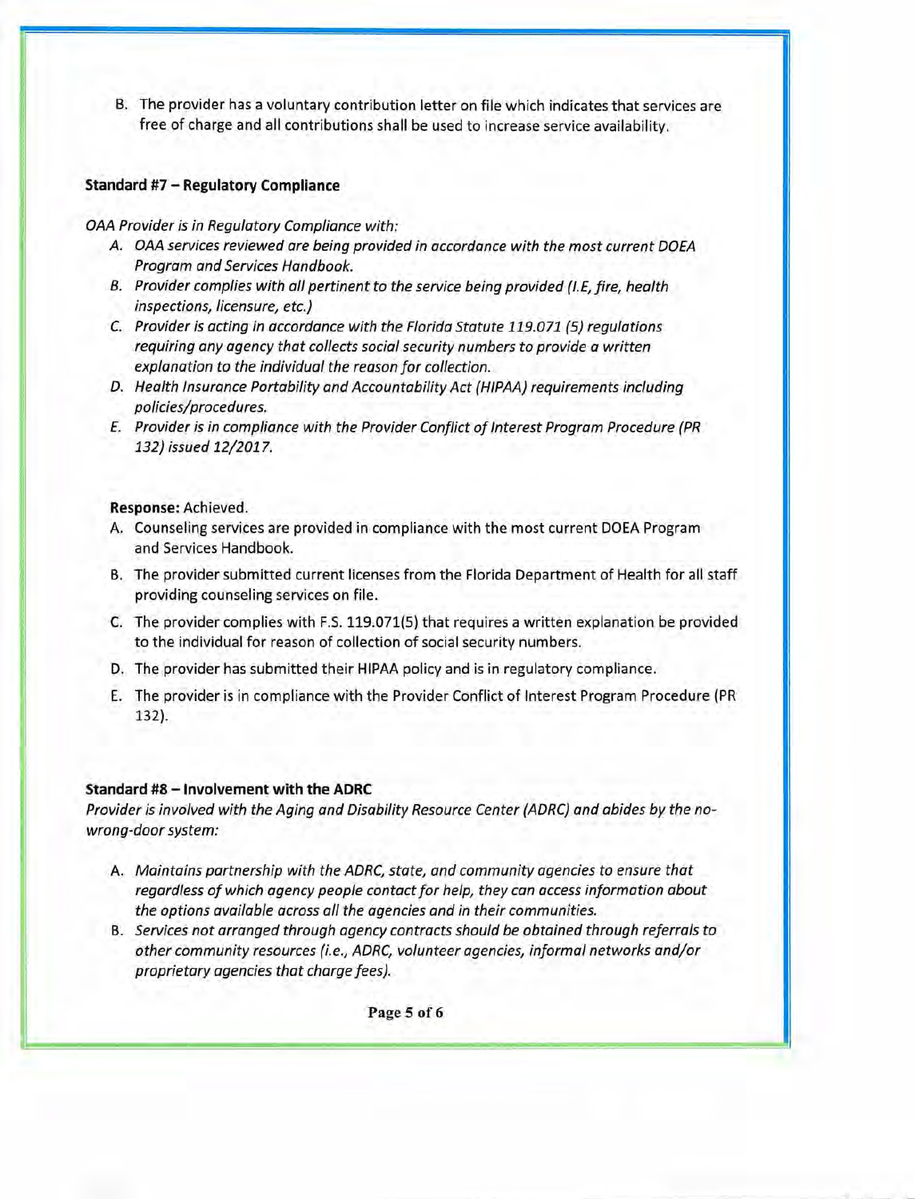B. The provider has a voluntary contribution letter on file which indicates that services are free of charge and all contributions shall be used to increase service availability.

**Standard #7 – Regulatory Compliance**

*OAA Provider is in Regulatory Compliance with:*

A. *OAA services reviewed are being provided in accordance with the most current DOEA Program and Services Handbook.*
B. *Provider complies with all pertinent to the service being provided (I.E, fire, health inspections, licensure, etc.)*
C. *Provider is acting in accordance with the Florida Statute 119.071 (5) regulations requiring any agency that collects social security numbers to provide a written explanation to the individual the reason for collection.*
D. *Health Insurance Portability and Accountability Act (HIPAA) requirements including policies/procedures.*
E. *Provider is in compliance with the Provider Conflict of Interest Program Procedure (PR 132) issued 12/2017.*

**Response:** Achieved.

A. Counseling services are provided in compliance with the most current DOEA Program and Services Handbook.
B. The provider submitted current licenses from the Florida Department of Health for all staff providing counseling services on file.
C. The provider complies with F.S. 119.071(5) that requires a written explanation be provided to the individual for reason of collection of social security numbers.
D. The provider has submitted their HIPAA policy and is in regulatory compliance.
E. The provider is in compliance with the Provider Conflict of Interest Program Procedure (PR 132).

**Standard #8 – Involvement with the ADRC**

*Provider is involved with the Aging and Disability Resource Center (ADRC) and abides by the no-wrong-door system:*

A. *Maintains partnership with the ADRC, state, and community agencies to ensure that regardless of which agency people contact for help, they can access information about the options available across all the agencies and in their communities.*
B. *Services not arranged through agency contracts should be obtained through referrals to other community resources (i.e., ADRC, volunteer agencies, informal networks and/or proprietary agencies that charge fees).*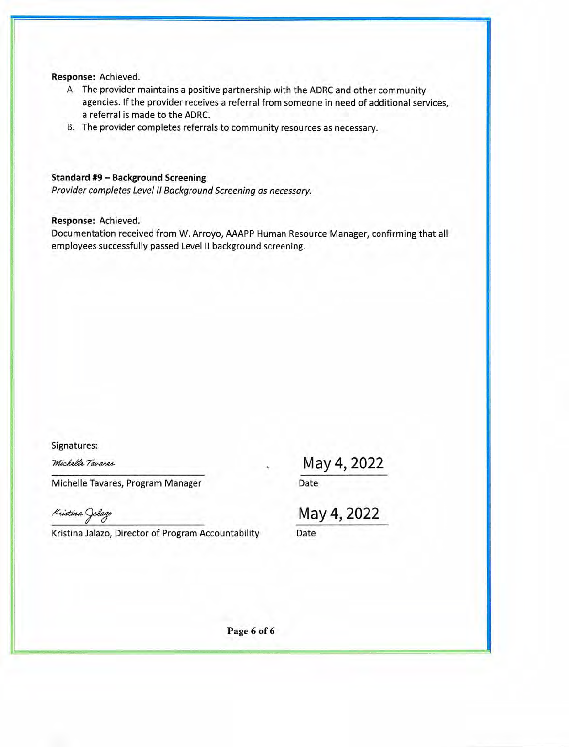**Response:** Achieved.

A. The provider maintains a positive partnership with the ADRC and other community agencies. If the provider receives a referral from someone in need of additional services, a referral is made to the ADRC.
B. The provider completes referrals to community resources as necessary.

**Standard #9 – Background Screening**

*Provider completes Level II Background Screening as necessary.*

**Response:** Achieved.

Documentation received from W. Arroyo, AAAPP Human Resource Manager, confirming that all employees successfully passed Level II background screening.

Signatures:

*Michelle Tavares*

Michelle Tavares, Program Manager — Date: May 4, 2022

*Kristina Jalazo*

Kristina Jalazo, Director of Program Accountability — Date: May 4, 2022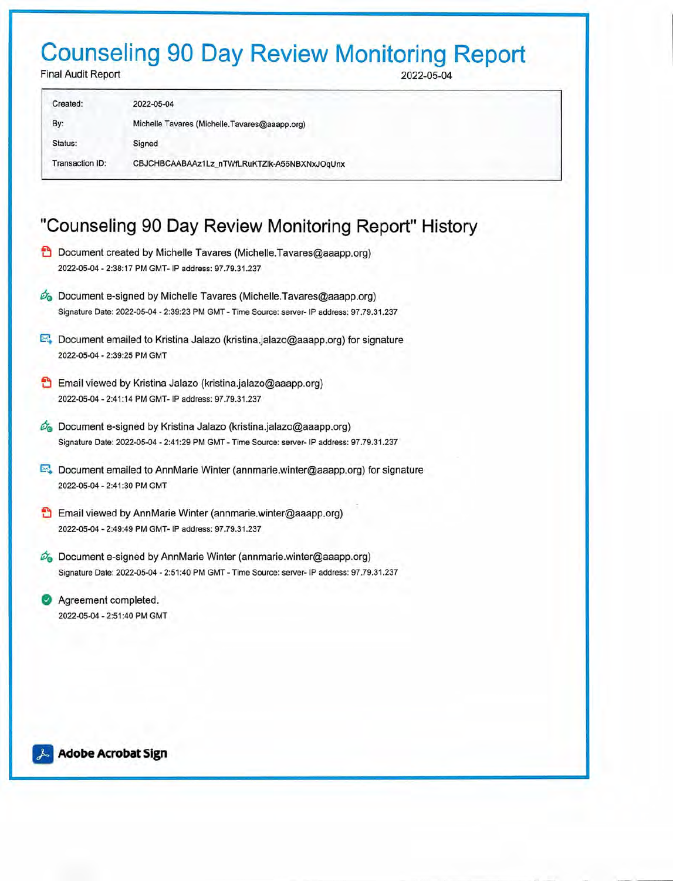# Counseling 90 Day Review Monitoring Report

Final Audit Report 2022-05-04

| | |
|---|---|
| Created: | 2022-05-04 |
| By: | Michelle Tavares (Michelle.Tavares@aaapp.org) |
| Status: | Signed |
| Transaction ID: | CBJCHBCAABAAz1Lz_nTWfLRuKTZlk-A56NBXNxJOqUnx |

## "Counseling 90 Day Review Monitoring Report" History

- Document created by Michelle Tavares (Michelle.Tavares@aaapp.org)
  2022-05-04 - 2:38:17 PM GMT- IP address: 97.79.31.237

- Document e-signed by Michelle Tavares (Michelle.Tavares@aaapp.org)
  Signature Date: 2022-05-04 - 2:39:23 PM GMT - Time Source: server- IP address: 97.79.31.237

- Document emailed to Kristina Jalazo (kristina.jalazo@aaapp.org) for signature
  2022-05-04 - 2:39:25 PM GMT

- Email viewed by Kristina Jalazo (kristina.jalazo@aaapp.org)
  2022-05-04 - 2:41:14 PM GMT- IP address: 97.79.31.237

- Document e-signed by Kristina Jalazo (kristina.jalazo@aaapp.org)
  Signature Date: 2022-05-04 - 2:41:29 PM GMT - Time Source: server- IP address: 97.79.31.237

- Document emailed to AnnMarie Winter (annmarie.winter@aaapp.org) for signature
  2022-05-04 - 2:41:30 PM GMT

- Email viewed by AnnMarie Winter (annmarie.winter@aaapp.org)
  2022-05-04 - 2:49:49 PM GMT- IP address: 97.79.31.237

- Document e-signed by AnnMarie Winter (annmarie.winter@aaapp.org)
  Signature Date: 2022-05-04 - 2:51:40 PM GMT - Time Source: server- IP address: 97.79.31.237

- Agreement completed.
  2022-05-04 - 2:51:40 PM GMT

Adobe Acrobat Sign